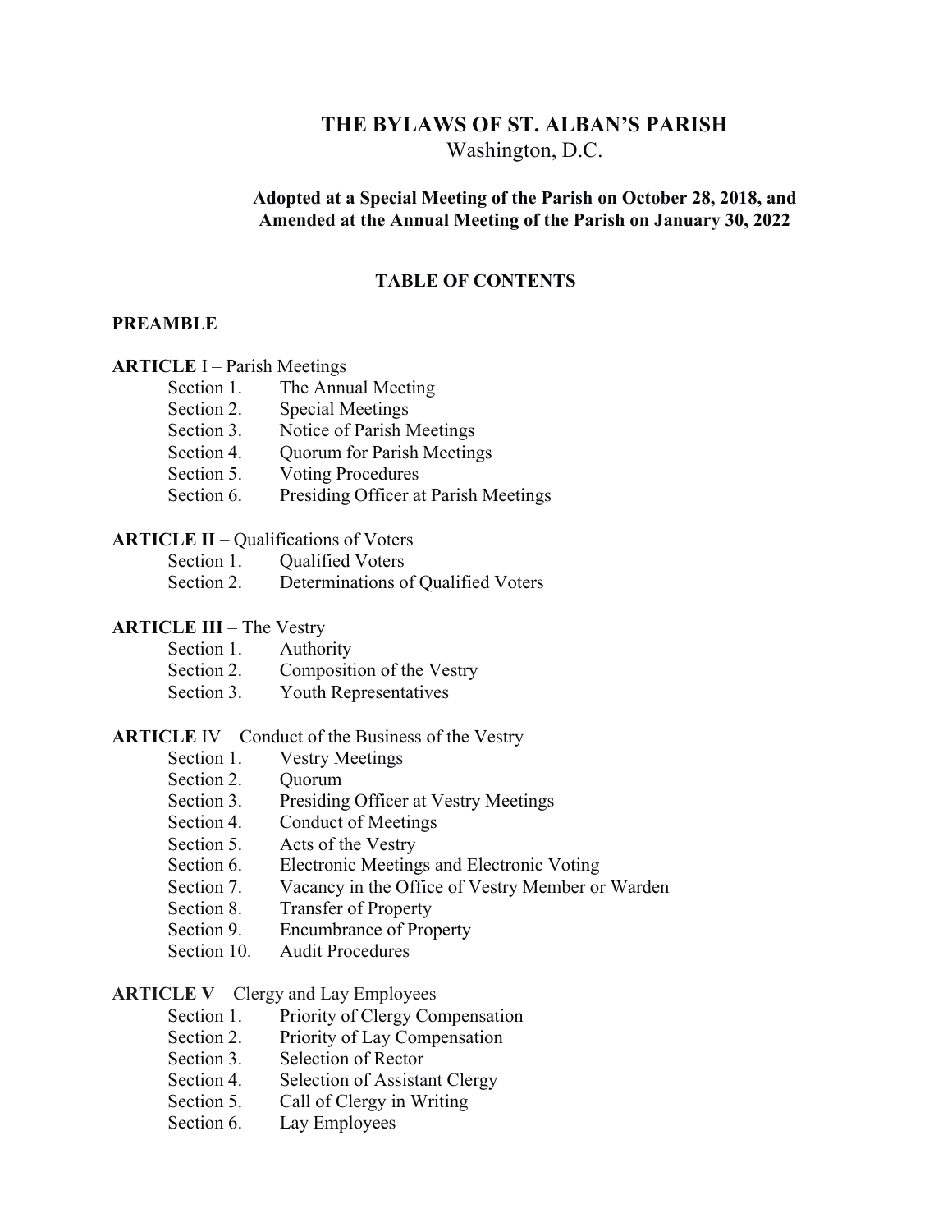# THE BYLAWS OF ST. ALBAN'S PARISH

Washington, D.C.

**Adopted at a Special Meeting of the Parish on October 28, 2018, and Amended at the Annual Meeting of the Parish on January 30, 2022**

## TABLE OF CONTENTS

**PREAMBLE**

**ARTICLE** I – Parish Meetings

- Section 1. The Annual Meeting
- Section 2. Special Meetings
- Section 3. Notice of Parish Meetings
- Section 4. Quorum for Parish Meetings
- Section 5. Voting Procedures
- Section 6. Presiding Officer at Parish Meetings

**ARTICLE II** – Qualifications of Voters

- Section 1. Qualified Voters
- Section 2. Determinations of Qualified Voters

**ARTICLE III** – The Vestry

- Section 1. Authority
- Section 2. Composition of the Vestry
- Section 3. Youth Representatives

**ARTICLE** IV – Conduct of the Business of the Vestry

- Section 1. Vestry Meetings
- Section 2. Quorum
- Section 3. Presiding Officer at Vestry Meetings
- Section 4. Conduct of Meetings
- Section 5. Acts of the Vestry
- Section 6. Electronic Meetings and Electronic Voting
- Section 7. Vacancy in the Office of Vestry Member or Warden
- Section 8. Transfer of Property
- Section 9. Encumbrance of Property
- Section 10. Audit Procedures

**ARTICLE V** – Clergy and Lay Employees

- Section 1. Priority of Clergy Compensation
- Section 2. Priority of Lay Compensation
- Section 3. Selection of Rector
- Section 4. Selection of Assistant Clergy
- Section 5. Call of Clergy in Writing
- Section 6. Lay Employees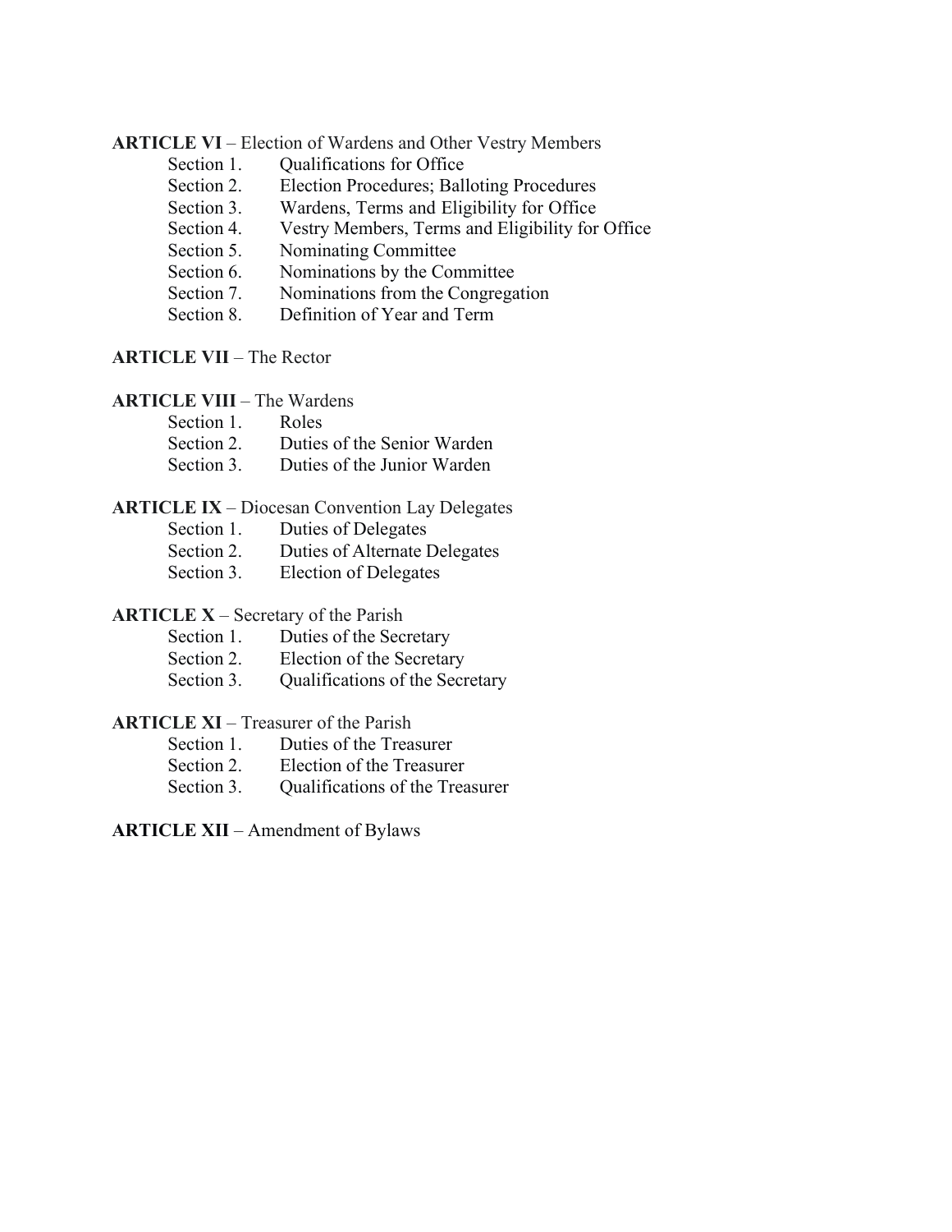**ARTICLE VI** – Election of Wardens and Other Vestry Members

- Section 1. Qualifications for Office
- Section 2. Election Procedures; Balloting Procedures
- Section 3. Wardens, Terms and Eligibility for Office
- Section 4. Vestry Members, Terms and Eligibility for Office
- Section 5. Nominating Committee
- Section 6. Nominations by the Committee
- Section 7. Nominations from the Congregation
- Section 8. Definition of Year and Term

**ARTICLE VII** – The Rector

**ARTICLE VIII** – The Wardens

- Section 1. Roles
- Section 2. Duties of the Senior Warden
- Section 3. Duties of the Junior Warden

**ARTICLE IX** – Diocesan Convention Lay Delegates

- Section 1. Duties of Delegates
- Section 2. Duties of Alternate Delegates
- Section 3. Election of Delegates

**ARTICLE X** – Secretary of the Parish

- Section 1. Duties of the Secretary
- Section 2. Election of the Secretary
- Section 3. Qualifications of the Secretary

**ARTICLE XI** – Treasurer of the Parish

- Section 1. Duties of the Treasurer
- Section 2. Election of the Treasurer
- Section 3. Qualifications of the Treasurer

**ARTICLE XII** – Amendment of Bylaws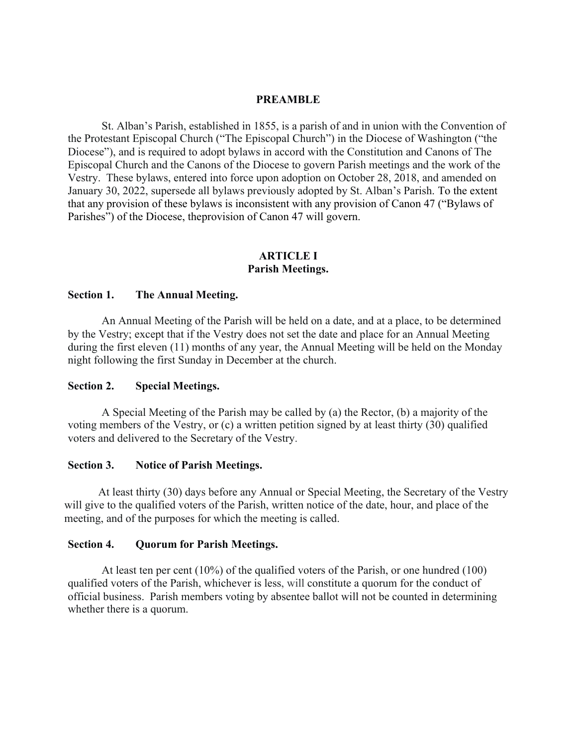## PREAMBLE

St. Alban's Parish, established in 1855, is a parish of and in union with the Convention of the Protestant Episcopal Church ("The Episcopal Church") in the Diocese of Washington ("the Diocese"), and is required to adopt bylaws in accord with the Constitution and Canons of The Episcopal Church and the Canons of the Diocese to govern Parish meetings and the work of the Vestry. These bylaws, entered into force upon adoption on October 28, 2018, and amended on January 30, 2022, supersede all bylaws previously adopted by St. Alban's Parish. To the extent that any provision of these bylaws is inconsistent with any provision of Canon 47 ("Bylaws of Parishes") of the Diocese, theprovision of Canon 47 will govern.

## ARTICLE I
## Parish Meetings.

### Section 1. The Annual Meeting.

An Annual Meeting of the Parish will be held on a date, and at a place, to be determined by the Vestry; except that if the Vestry does not set the date and place for an Annual Meeting during the first eleven (11) months of any year, the Annual Meeting will be held on the Monday night following the first Sunday in December at the church.

### Section 2. Special Meetings.

A Special Meeting of the Parish may be called by (a) the Rector, (b) a majority of the voting members of the Vestry, or (c) a written petition signed by at least thirty (30) qualified voters and delivered to the Secretary of the Vestry.

### Section 3. Notice of Parish Meetings.

At least thirty (30) days before any Annual or Special Meeting, the Secretary of the Vestry will give to the qualified voters of the Parish, written notice of the date, hour, and place of the meeting, and of the purposes for which the meeting is called.

### Section 4. Quorum for Parish Meetings.

At least ten per cent (10%) of the qualified voters of the Parish, or one hundred (100) qualified voters of the Parish, whichever is less, will constitute a quorum for the conduct of official business. Parish members voting by absentee ballot will not be counted in determining whether there is a quorum.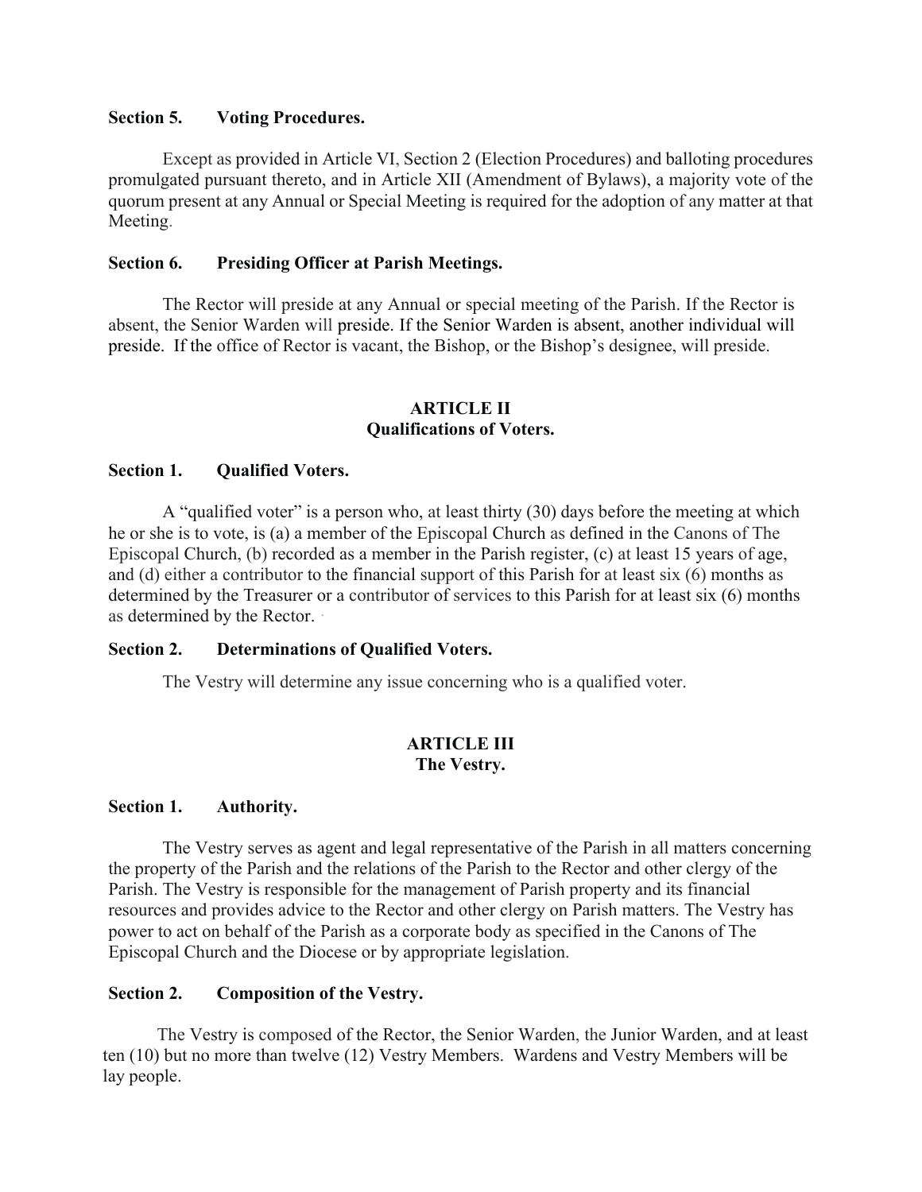**Section 5. Voting Procedures.**

Except as provided in Article VI, Section 2 (Election Procedures) and balloting procedures promulgated pursuant thereto, and in Article XII (Amendment of Bylaws), a majority vote of the quorum present at any Annual or Special Meeting is required for the adoption of any matter at that Meeting.

**Section 6. Presiding Officer at Parish Meetings.**

The Rector will preside at any Annual or special meeting of the Parish. If the Rector is absent, the Senior Warden will preside. If the Senior Warden is absent, another individual will preside. If the office of Rector is vacant, the Bishop, or the Bishop's designee, will preside.

## ARTICLE II
## Qualifications of Voters.

**Section 1. Qualified Voters.**

A "qualified voter" is a person who, at least thirty (30) days before the meeting at which he or she is to vote, is (a) a member of the Episcopal Church as defined in the Canons of The Episcopal Church, (b) recorded as a member in the Parish register, (c) at least 15 years of age, and (d) either a contributor to the financial support of this Parish for at least six (6) months as determined by the Treasurer or a contributor of services to this Parish for at least six (6) months as determined by the Rector.

**Section 2. Determinations of Qualified Voters.**

The Vestry will determine any issue concerning who is a qualified voter.

## ARTICLE III
## The Vestry.

**Section 1. Authority.**

The Vestry serves as agent and legal representative of the Parish in all matters concerning the property of the Parish and the relations of the Parish to the Rector and other clergy of the Parish. The Vestry is responsible for the management of Parish property and its financial resources and provides advice to the Rector and other clergy on Parish matters. The Vestry has power to act on behalf of the Parish as a corporate body as specified in the Canons of The Episcopal Church and the Diocese or by appropriate legislation.

**Section 2. Composition of the Vestry.**

The Vestry is composed of the Rector, the Senior Warden, the Junior Warden, and at least ten (10) but no more than twelve (12) Vestry Members. Wardens and Vestry Members will be lay people.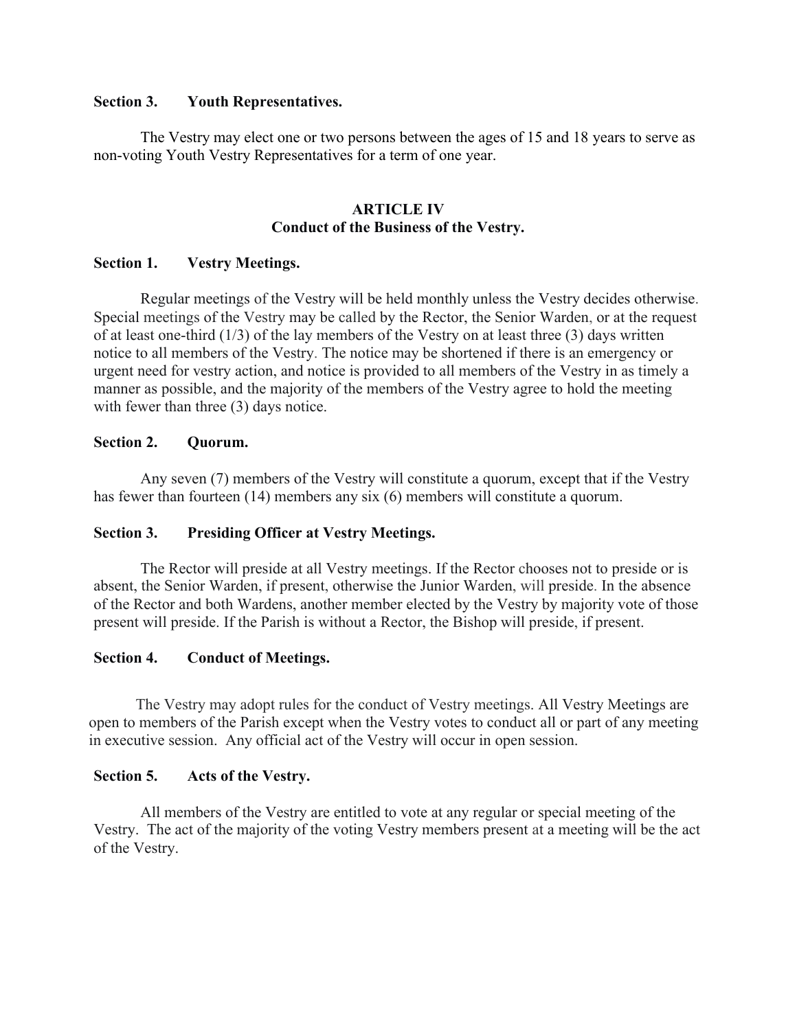**Section 3. Youth Representatives.**

The Vestry may elect one or two persons between the ages of 15 and 18 years to serve as non-voting Youth Vestry Representatives for a term of one year.

## ARTICLE IV
## Conduct of the Business of the Vestry.

**Section 1. Vestry Meetings.**

Regular meetings of the Vestry will be held monthly unless the Vestry decides otherwise. Special meetings of the Vestry may be called by the Rector, the Senior Warden, or at the request of at least one-third (1/3) of the lay members of the Vestry on at least three (3) days written notice to all members of the Vestry. The notice may be shortened if there is an emergency or urgent need for vestry action, and notice is provided to all members of the Vestry in as timely a manner as possible, and the majority of the members of the Vestry agree to hold the meeting with fewer than three (3) days notice.

**Section 2. Quorum.**

Any seven (7) members of the Vestry will constitute a quorum, except that if the Vestry has fewer than fourteen (14) members any six (6) members will constitute a quorum.

**Section 3. Presiding Officer at Vestry Meetings.**

The Rector will preside at all Vestry meetings. If the Rector chooses not to preside or is absent, the Senior Warden, if present, otherwise the Junior Warden, will preside. In the absence of the Rector and both Wardens, another member elected by the Vestry by majority vote of those present will preside. If the Parish is without a Rector, the Bishop will preside, if present.

**Section 4. Conduct of Meetings.**

The Vestry may adopt rules for the conduct of Vestry meetings. All Vestry Meetings are open to members of the Parish except when the Vestry votes to conduct all or part of any meeting in executive session. Any official act of the Vestry will occur in open session.

**Section 5. Acts of the Vestry.**

All members of the Vestry are entitled to vote at any regular or special meeting of the Vestry. The act of the majority of the voting Vestry members present at a meeting will be the act of the Vestry.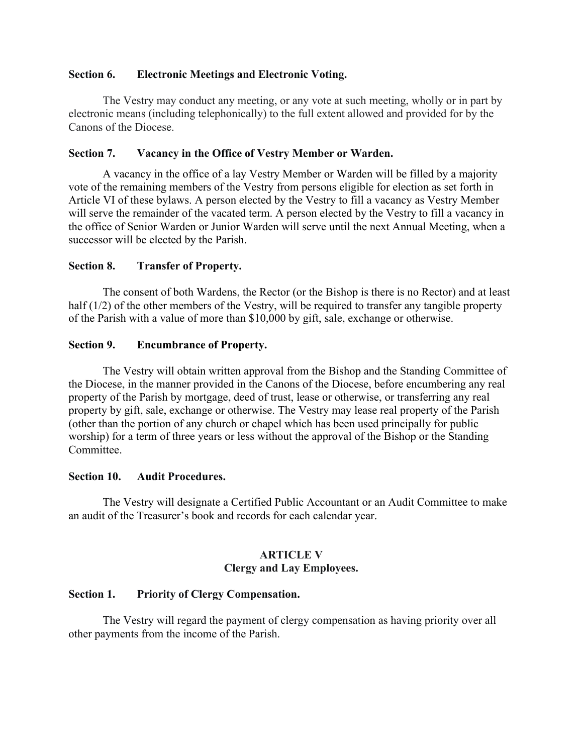**Section 6. Electronic Meetings and Electronic Voting.**

The Vestry may conduct any meeting, or any vote at such meeting, wholly or in part by electronic means (including telephonically) to the full extent allowed and provided for by the Canons of the Diocese.

**Section 7. Vacancy in the Office of Vestry Member or Warden.**

A vacancy in the office of a lay Vestry Member or Warden will be filled by a majority vote of the remaining members of the Vestry from persons eligible for election as set forth in Article VI of these bylaws. A person elected by the Vestry to fill a vacancy as Vestry Member will serve the remainder of the vacated term. A person elected by the Vestry to fill a vacancy in the office of Senior Warden or Junior Warden will serve until the next Annual Meeting, when a successor will be elected by the Parish.

**Section 8. Transfer of Property.**

The consent of both Wardens, the Rector (or the Bishop is there is no Rector) and at least half (1/2) of the other members of the Vestry, will be required to transfer any tangible property of the Parish with a value of more than $10,000 by gift, sale, exchange or otherwise.

**Section 9. Encumbrance of Property.**

The Vestry will obtain written approval from the Bishop and the Standing Committee of the Diocese, in the manner provided in the Canons of the Diocese, before encumbering any real property of the Parish by mortgage, deed of trust, lease or otherwise, or transferring any real property by gift, sale, exchange or otherwise. The Vestry may lease real property of the Parish (other than the portion of any church or chapel which has been used principally for public worship) for a term of three years or less without the approval of the Bishop or the Standing Committee.

**Section 10. Audit Procedures.**

The Vestry will designate a Certified Public Accountant or an Audit Committee to make an audit of the Treasurer's book and records for each calendar year.

## ARTICLE V
## Clergy and Lay Employees.

**Section 1. Priority of Clergy Compensation.**

The Vestry will regard the payment of clergy compensation as having priority over all other payments from the income of the Parish.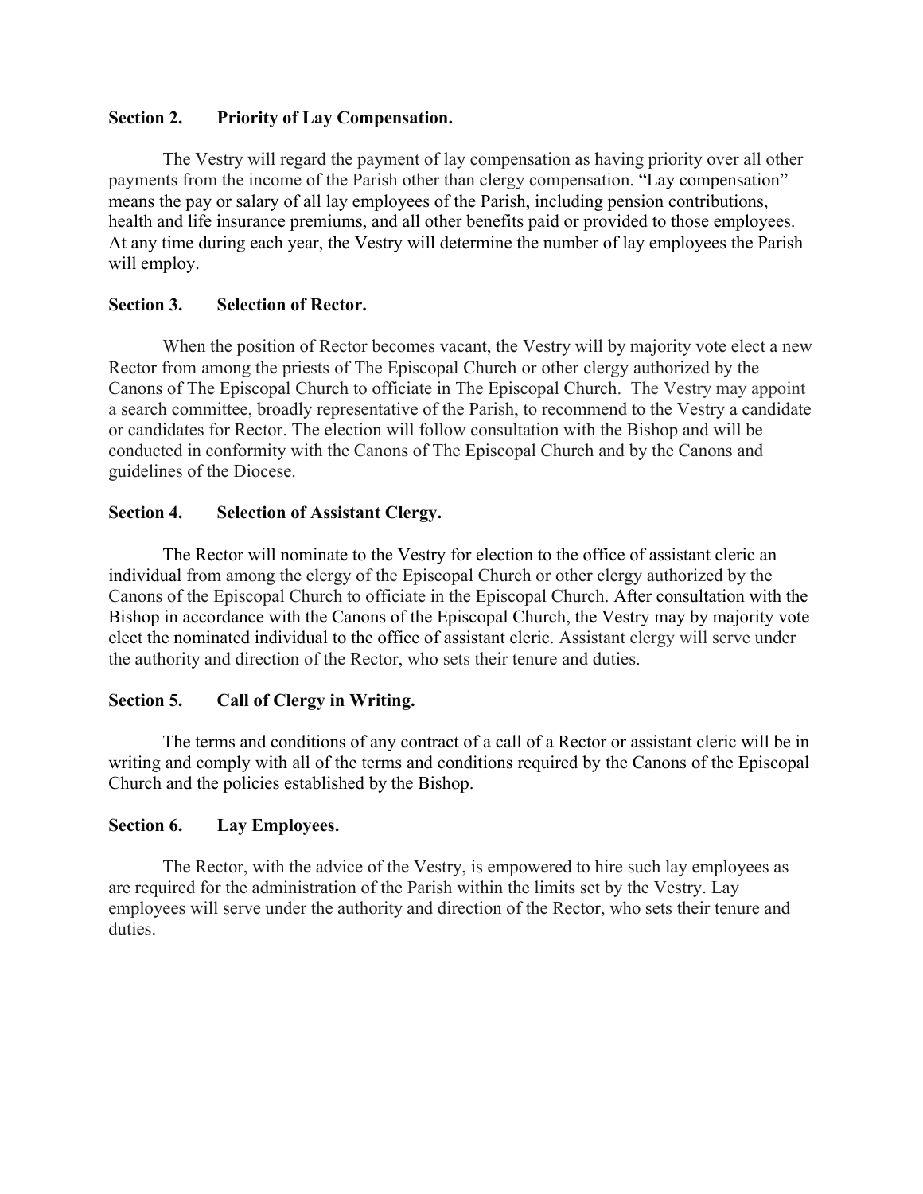**Section 2. Priority of Lay Compensation.**

The Vestry will regard the payment of lay compensation as having priority over all other payments from the income of the Parish other than clergy compensation. "Lay compensation" means the pay or salary of all lay employees of the Parish, including pension contributions, health and life insurance premiums, and all other benefits paid or provided to those employees. At any time during each year, the Vestry will determine the number of lay employees the Parish will employ.

**Section 3. Selection of Rector.**

When the position of Rector becomes vacant, the Vestry will by majority vote elect a new Rector from among the priests of The Episcopal Church or other clergy authorized by the Canons of The Episcopal Church to officiate in The Episcopal Church. The Vestry may appoint a search committee, broadly representative of the Parish, to recommend to the Vestry a candidate or candidates for Rector. The election will follow consultation with the Bishop and will be conducted in conformity with the Canons of The Episcopal Church and by the Canons and guidelines of the Diocese.

**Section 4. Selection of Assistant Clergy.**

The Rector will nominate to the Vestry for election to the office of assistant cleric an individual from among the clergy of the Episcopal Church or other clergy authorized by the Canons of the Episcopal Church to officiate in the Episcopal Church. After consultation with the Bishop in accordance with the Canons of the Episcopal Church, the Vestry may by majority vote elect the nominated individual to the office of assistant cleric. Assistant clergy will serve under the authority and direction of the Rector, who sets their tenure and duties.

**Section 5. Call of Clergy in Writing.**

The terms and conditions of any contract of a call of a Rector or assistant cleric will be in writing and comply with all of the terms and conditions required by the Canons of the Episcopal Church and the policies established by the Bishop.

**Section 6. Lay Employees.**

The Rector, with the advice of the Vestry, is empowered to hire such lay employees as are required for the administration of the Parish within the limits set by the Vestry. Lay employees will serve under the authority and direction of the Rector, who sets their tenure and duties.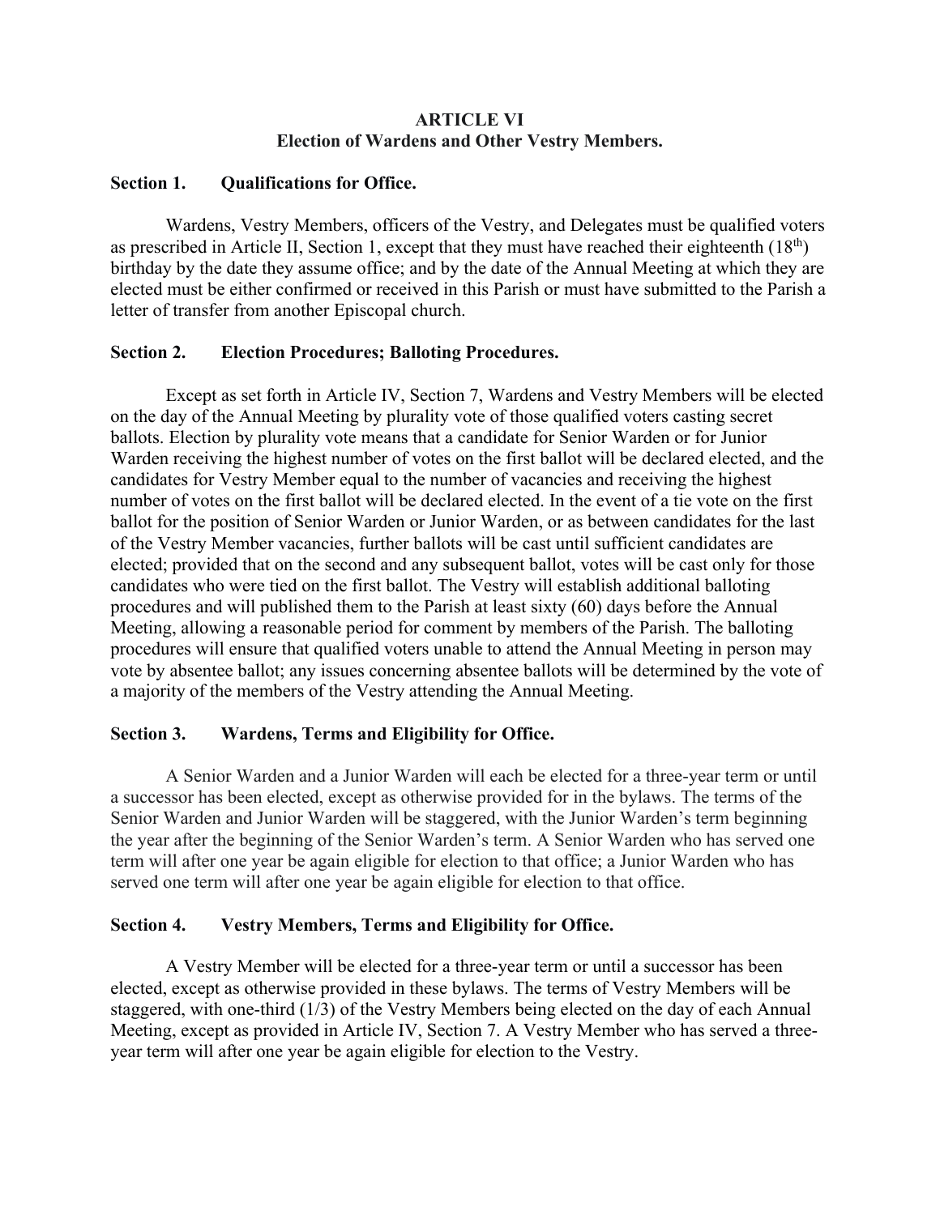## ARTICLE VI
## Election of Wardens and Other Vestry Members.

**Section 1. Qualifications for Office.**

Wardens, Vestry Members, officers of the Vestry, and Delegates must be qualified voters as prescribed in Article II, Section 1, except that they must have reached their eighteenth (18th) birthday by the date they assume office; and by the date of the Annual Meeting at which they are elected must be either confirmed or received in this Parish or must have submitted to the Parish a letter of transfer from another Episcopal church.

**Section 2. Election Procedures; Balloting Procedures.**

Except as set forth in Article IV, Section 7, Wardens and Vestry Members will be elected on the day of the Annual Meeting by plurality vote of those qualified voters casting secret ballots. Election by plurality vote means that a candidate for Senior Warden or for Junior Warden receiving the highest number of votes on the first ballot will be declared elected, and the candidates for Vestry Member equal to the number of vacancies and receiving the highest number of votes on the first ballot will be declared elected. In the event of a tie vote on the first ballot for the position of Senior Warden or Junior Warden, or as between candidates for the last of the Vestry Member vacancies, further ballots will be cast until sufficient candidates are elected; provided that on the second and any subsequent ballot, votes will be cast only for those candidates who were tied on the first ballot. The Vestry will establish additional balloting procedures and will published them to the Parish at least sixty (60) days before the Annual Meeting, allowing a reasonable period for comment by members of the Parish. The balloting procedures will ensure that qualified voters unable to attend the Annual Meeting in person may vote by absentee ballot; any issues concerning absentee ballots will be determined by the vote of a majority of the members of the Vestry attending the Annual Meeting.

**Section 3. Wardens, Terms and Eligibility for Office.**

A Senior Warden and a Junior Warden will each be elected for a three-year term or until a successor has been elected, except as otherwise provided for in the bylaws. The terms of the Senior Warden and Junior Warden will be staggered, with the Junior Warden's term beginning the year after the beginning of the Senior Warden's term. A Senior Warden who has served one term will after one year be again eligible for election to that office; a Junior Warden who has served one term will after one year be again eligible for election to that office.

**Section 4. Vestry Members, Terms and Eligibility for Office.**

A Vestry Member will be elected for a three-year term or until a successor has been elected, except as otherwise provided in these bylaws. The terms of Vestry Members will be staggered, with one-third (1/3) of the Vestry Members being elected on the day of each Annual Meeting, except as provided in Article IV, Section 7. A Vestry Member who has served a three-year term will after one year be again eligible for election to the Vestry.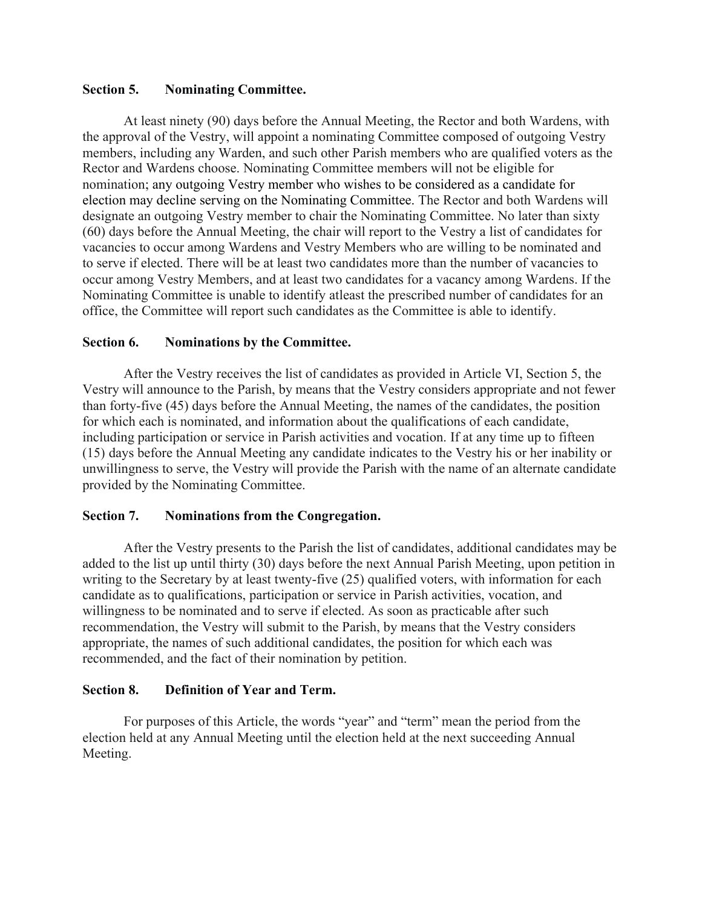### Section 5. Nominating Committee.

At least ninety (90) days before the Annual Meeting, the Rector and both Wardens, with the approval of the Vestry, will appoint a nominating Committee composed of outgoing Vestry members, including any Warden, and such other Parish members who are qualified voters as the Rector and Wardens choose. Nominating Committee members will not be eligible for nomination; any outgoing Vestry member who wishes to be considered as a candidate for election may decline serving on the Nominating Committee. The Rector and both Wardens will designate an outgoing Vestry member to chair the Nominating Committee. No later than sixty (60) days before the Annual Meeting, the chair will report to the Vestry a list of candidates for vacancies to occur among Wardens and Vestry Members who are willing to be nominated and to serve if elected. There will be at least two candidates more than the number of vacancies to occur among Vestry Members, and at least two candidates for a vacancy among Wardens. If the Nominating Committee is unable to identify atleast the prescribed number of candidates for an office, the Committee will report such candidates as the Committee is able to identify.

### Section 6. Nominations by the Committee.

After the Vestry receives the list of candidates as provided in Article VI, Section 5, the Vestry will announce to the Parish, by means that the Vestry considers appropriate and not fewer than forty-five (45) days before the Annual Meeting, the names of the candidates, the position for which each is nominated, and information about the qualifications of each candidate, including participation or service in Parish activities and vocation. If at any time up to fifteen (15) days before the Annual Meeting any candidate indicates to the Vestry his or her inability or unwillingness to serve, the Vestry will provide the Parish with the name of an alternate candidate provided by the Nominating Committee.

### Section 7. Nominations from the Congregation.

After the Vestry presents to the Parish the list of candidates, additional candidates may be added to the list up until thirty (30) days before the next Annual Parish Meeting, upon petition in writing to the Secretary by at least twenty-five (25) qualified voters, with information for each candidate as to qualifications, participation or service in Parish activities, vocation, and willingness to be nominated and to serve if elected. As soon as practicable after such recommendation, the Vestry will submit to the Parish, by means that the Vestry considers appropriate, the names of such additional candidates, the position for which each was recommended, and the fact of their nomination by petition.

### Section 8. Definition of Year and Term.

For purposes of this Article, the words "year" and "term" mean the period from the election held at any Annual Meeting until the election held at the next succeeding Annual Meeting.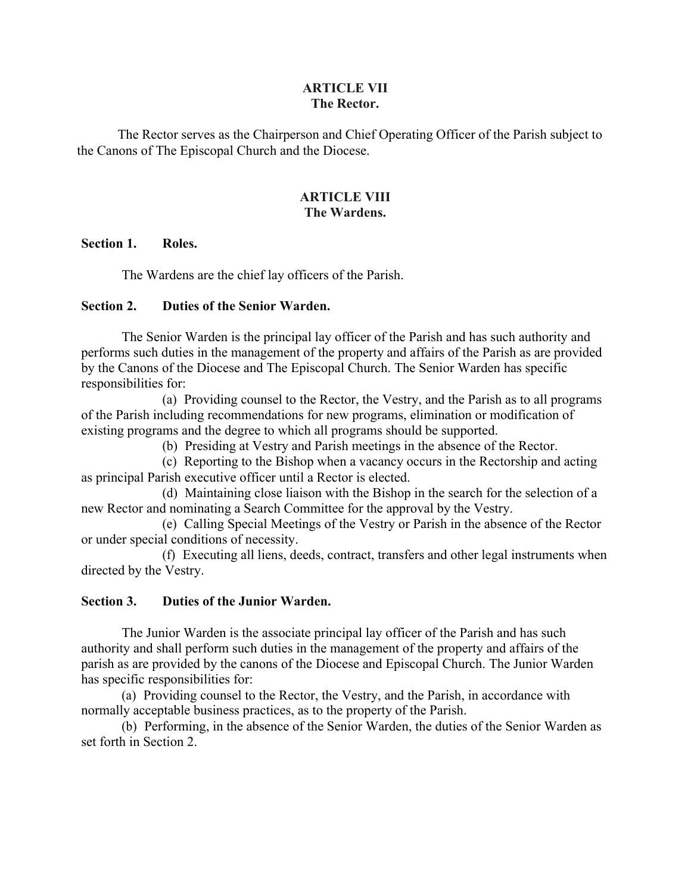## ARTICLE VII
## The Rector.

The Rector serves as the Chairperson and Chief Operating Officer of the Parish subject to the Canons of The Episcopal Church and the Diocese.

## ARTICLE VIII
## The Wardens.

### Section 1. Roles.

The Wardens are the chief lay officers of the Parish.

### Section 2. Duties of the Senior Warden.

The Senior Warden is the principal lay officer of the Parish and has such authority and performs such duties in the management of the property and affairs of the Parish as are provided by the Canons of the Diocese and The Episcopal Church. The Senior Warden has specific responsibilities for:

(a) Providing counsel to the Rector, the Vestry, and the Parish as to all programs of the Parish including recommendations for new programs, elimination or modification of existing programs and the degree to which all programs should be supported.

(b) Presiding at Vestry and Parish meetings in the absence of the Rector.

(c) Reporting to the Bishop when a vacancy occurs in the Rectorship and acting as principal Parish executive officer until a Rector is elected.

(d) Maintaining close liaison with the Bishop in the search for the selection of a new Rector and nominating a Search Committee for the approval by the Vestry.

(e) Calling Special Meetings of the Vestry or Parish in the absence of the Rector or under special conditions of necessity.

(f) Executing all liens, deeds, contract, transfers and other legal instruments when directed by the Vestry.

### Section 3. Duties of the Junior Warden.

The Junior Warden is the associate principal lay officer of the Parish and has such authority and shall perform such duties in the management of the property and affairs of the parish as are provided by the canons of the Diocese and Episcopal Church. The Junior Warden has specific responsibilities for:

(a) Providing counsel to the Rector, the Vestry, and the Parish, in accordance with normally acceptable business practices, as to the property of the Parish.

(b) Performing, in the absence of the Senior Warden, the duties of the Senior Warden as set forth in Section 2.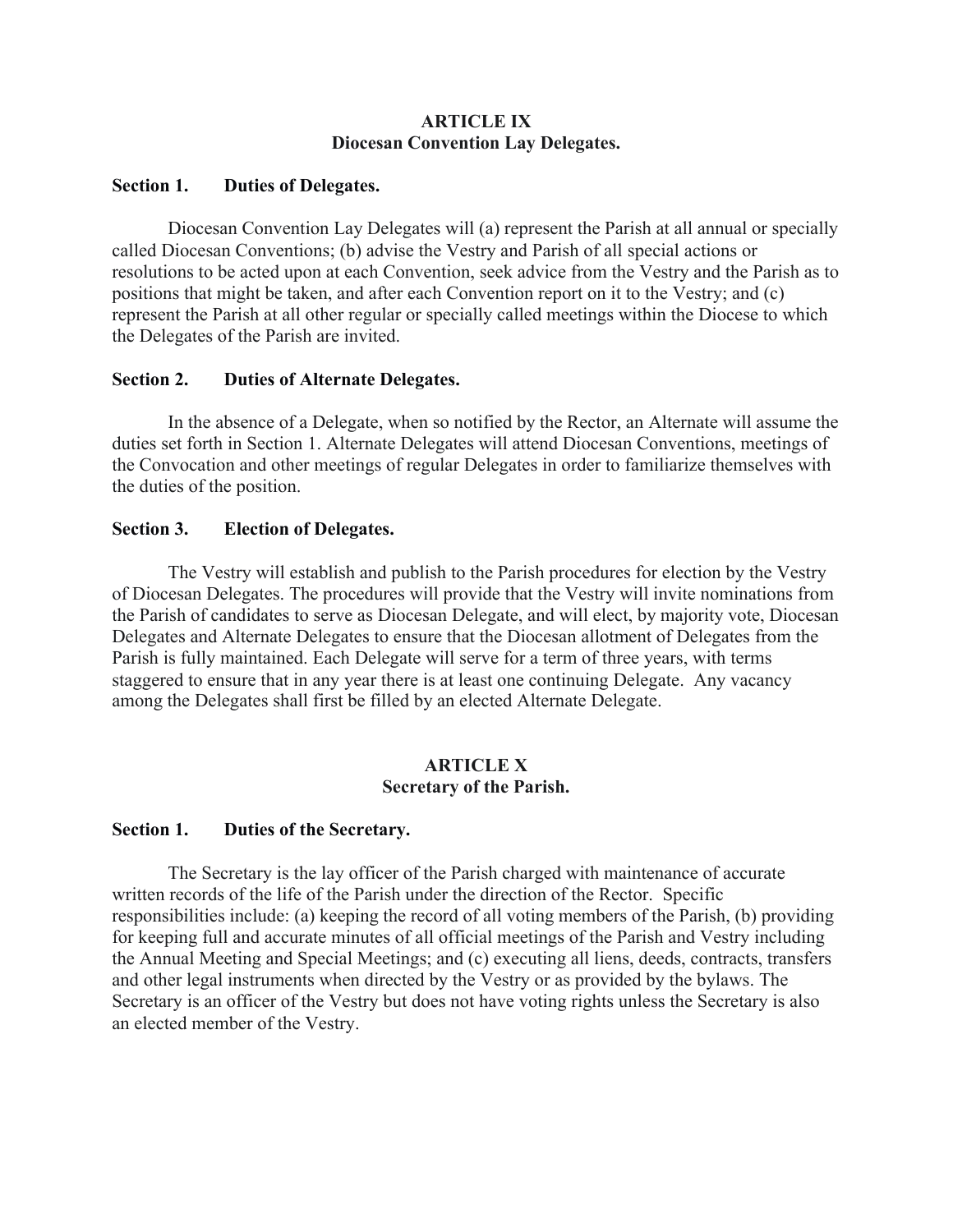## ARTICLE IX
## Diocesan Convention Lay Delegates.

### Section 1. Duties of Delegates.

Diocesan Convention Lay Delegates will (a) represent the Parish at all annual or specially called Diocesan Conventions; (b) advise the Vestry and Parish of all special actions or resolutions to be acted upon at each Convention, seek advice from the Vestry and the Parish as to positions that might be taken, and after each Convention report on it to the Vestry; and (c) represent the Parish at all other regular or specially called meetings within the Diocese to which the Delegates of the Parish are invited.

### Section 2. Duties of Alternate Delegates.

In the absence of a Delegate, when so notified by the Rector, an Alternate will assume the duties set forth in Section 1. Alternate Delegates will attend Diocesan Conventions, meetings of the Convocation and other meetings of regular Delegates in order to familiarize themselves with the duties of the position.

### Section 3. Election of Delegates.

The Vestry will establish and publish to the Parish procedures for election by the Vestry of Diocesan Delegates. The procedures will provide that the Vestry will invite nominations from the Parish of candidates to serve as Diocesan Delegate, and will elect, by majority vote, Diocesan Delegates and Alternate Delegates to ensure that the Diocesan allotment of Delegates from the Parish is fully maintained. Each Delegate will serve for a term of three years, with terms staggered to ensure that in any year there is at least one continuing Delegate. Any vacancy among the Delegates shall first be filled by an elected Alternate Delegate.

## ARTICLE X
## Secretary of the Parish.

### Section 1. Duties of the Secretary.

The Secretary is the lay officer of the Parish charged with maintenance of accurate written records of the life of the Parish under the direction of the Rector. Specific responsibilities include: (a) keeping the record of all voting members of the Parish, (b) providing for keeping full and accurate minutes of all official meetings of the Parish and Vestry including the Annual Meeting and Special Meetings; and (c) executing all liens, deeds, contracts, transfers and other legal instruments when directed by the Vestry or as provided by the bylaws. The Secretary is an officer of the Vestry but does not have voting rights unless the Secretary is also an elected member of the Vestry.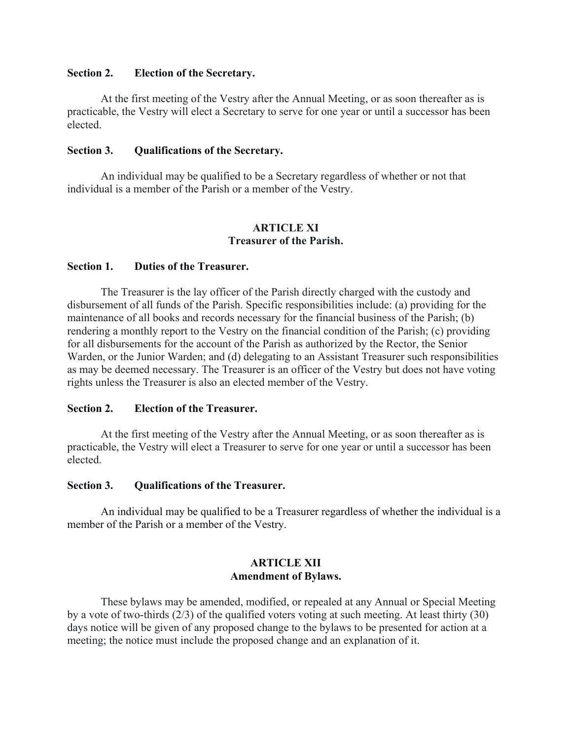**Section 2. Election of the Secretary.**

At the first meeting of the Vestry after the Annual Meeting, or as soon thereafter as is practicable, the Vestry will elect a Secretary to serve for one year or until a successor has been elected.

**Section 3. Qualifications of the Secretary.**

An individual may be qualified to be a Secretary regardless of whether or not that individual is a member of the Parish or a member of the Vestry.

## ARTICLE XI
## Treasurer of the Parish.

**Section 1. Duties of the Treasurer.**

The Treasurer is the lay officer of the Parish directly charged with the custody and disbursement of all funds of the Parish. Specific responsibilities include: (a) providing for the maintenance of all books and records necessary for the financial business of the Parish; (b) rendering a monthly report to the Vestry on the financial condition of the Parish; (c) providing for all disbursements for the account of the Parish as authorized by the Rector, the Senior Warden, or the Junior Warden; and (d) delegating to an Assistant Treasurer such responsibilities as may be deemed necessary. The Treasurer is an officer of the Vestry but does not have voting rights unless the Treasurer is also an elected member of the Vestry.

**Section 2. Election of the Treasurer.**

At the first meeting of the Vestry after the Annual Meeting, or as soon thereafter as is practicable, the Vestry will elect a Treasurer to serve for one year or until a successor has been elected.

**Section 3. Qualifications of the Treasurer.**

An individual may be qualified to be a Treasurer regardless of whether the individual is a member of the Parish or a member of the Vestry.

## ARTICLE XII
## Amendment of Bylaws.

These bylaws may be amended, modified, or repealed at any Annual or Special Meeting by a vote of two-thirds (2/3) of the qualified voters voting at such meeting. At least thirty (30) days notice will be given of any proposed change to the bylaws to be presented for action at a meeting; the notice must include the proposed change and an explanation of it.